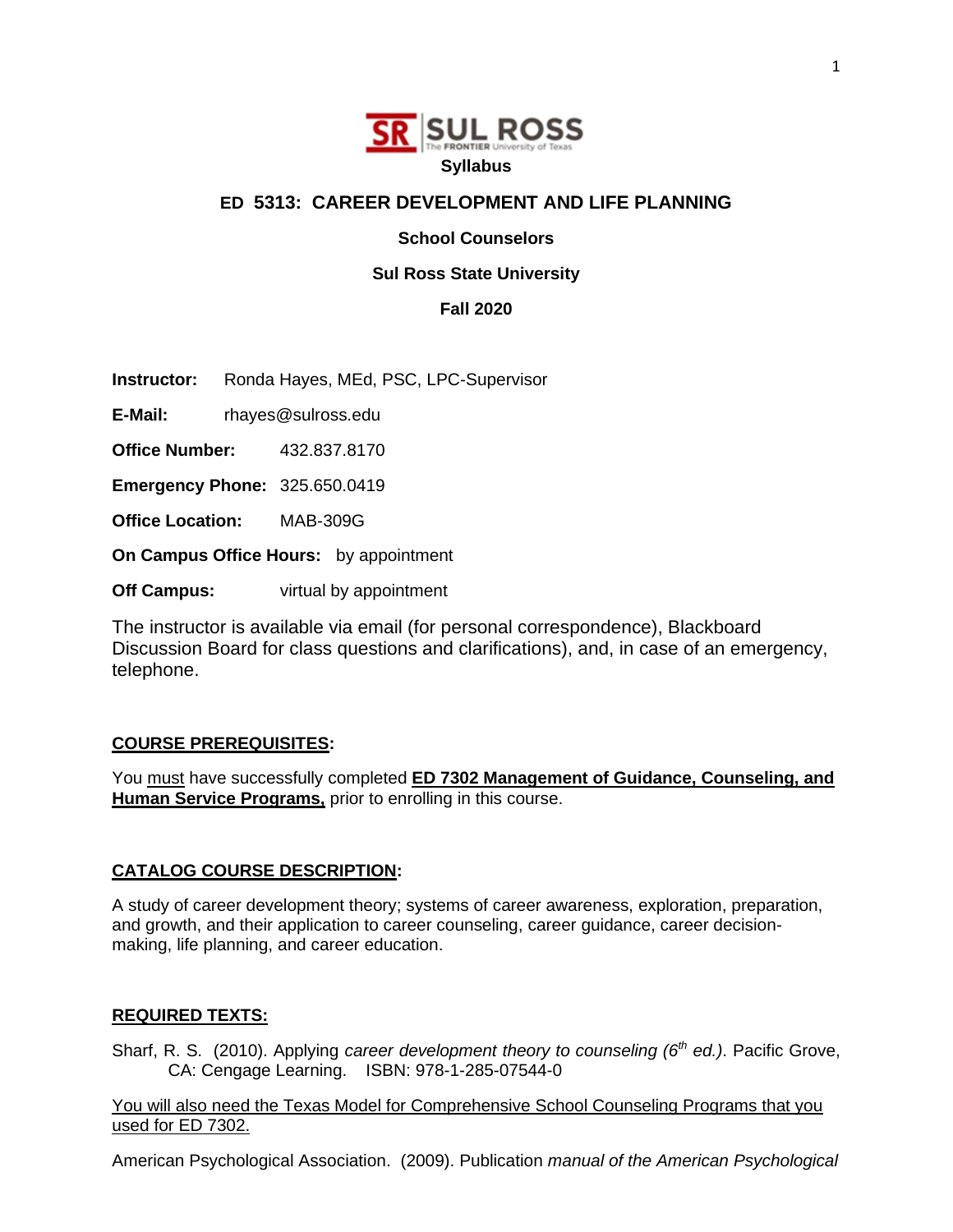**SUL ROSS** The FRONTIER University of Texas

**Syllabus**

# ED 5313: CAREER DEVELOPMENT AND LIFE PLANNING

**School Counselors**

**Sul Ross State University**

**Fall 2020**

**Instructor:** Ronda Hayes, MEd, PSC, LPC-Supervisor

**E-Mail:** rhayes@sulross.edu

**Office Number:** 432.837.8170

**Emergency Phone:** 325.650.0419

**Office Location:** MAB-309G

**On Campus Office Hours:** by appointment

**Off Campus:** virtual by appointment

The instructor is available via email (for personal correspondence), Blackboard Discussion Board for class questions and clarifications), and, in case of an emergency, telephone.

## COURSE PREREQUISITES:

You must have successfully completed **ED 7302 Management of Guidance, Counseling, and Human Service Programs,** prior to enrolling in this course.

## CATALOG COURSE DESCRIPTION:

A study of career development theory; systems of career awareness, exploration, preparation, and growth, and their application to career counseling, career guidance, career decision-making, life planning, and career education.

## REQUIRED TEXTS:

Sharf, R. S. (2010). Applying *career development theory to counseling (6th ed.)*. Pacific Grove, CA: Cengage Learning. ISBN: 978-1-285-07544-0

You will also need the Texas Model for Comprehensive School Counseling Programs that you used for ED 7302.

American Psychological Association. (2009). Publication *manual of the American Psychological*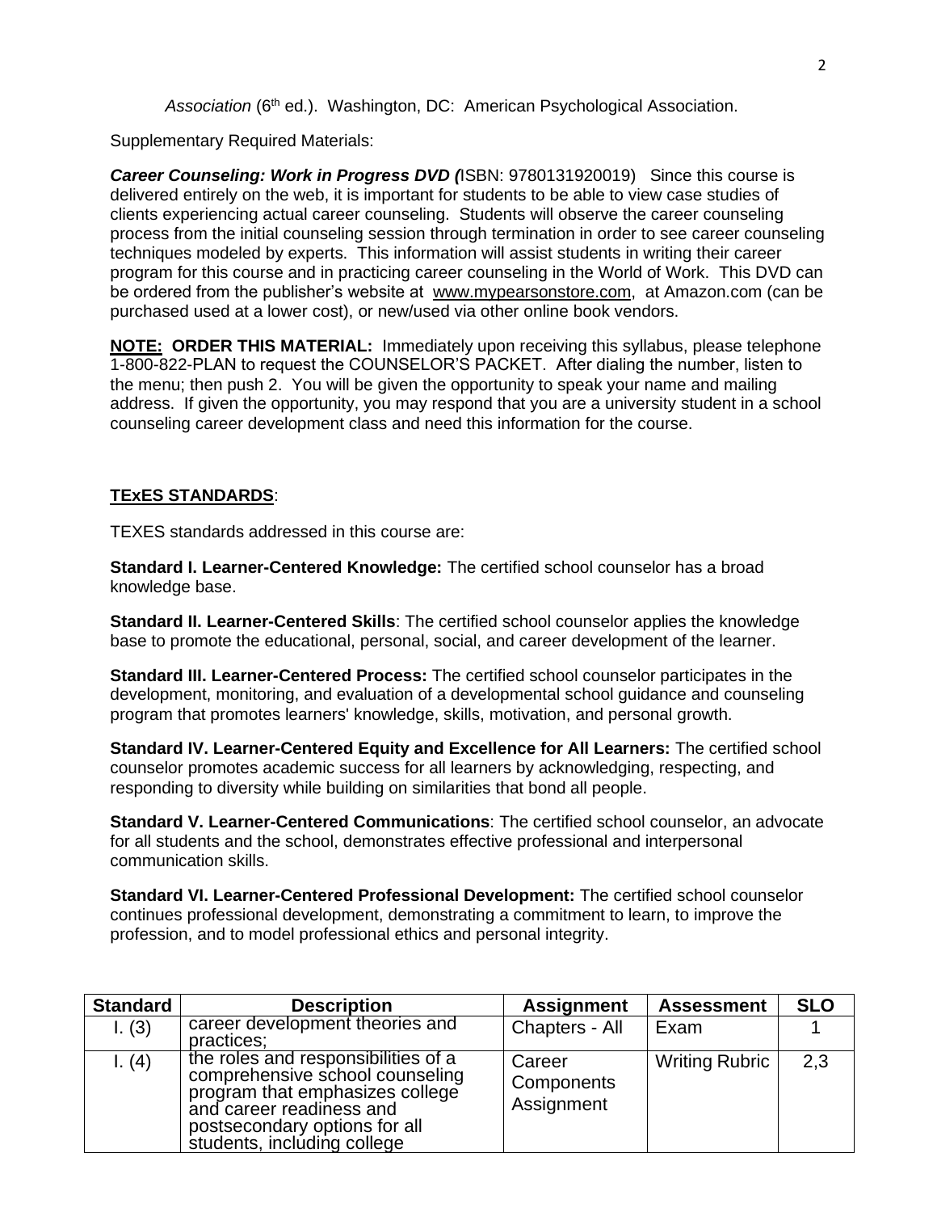*Association* (6th ed.). Washington, DC: American Psychological Association.

Supplementary Required Materials:

***Career Counseling: Work in Progress DVD (***ISBN: 9780131920019) Since this course is delivered entirely on the web, it is important for students to be able to view case studies of clients experiencing actual career counseling. Students will observe the career counseling process from the initial counseling session through termination in order to see career counseling techniques modeled by experts. This information will assist students in writing their career program for this course and in practicing career counseling in the World of Work. This DVD can be ordered from the publisher's website at www.mypearsonstore.com, at Amazon.com (can be purchased used at a lower cost), or new/used via other online book vendors.

**NOTE: ORDER THIS MATERIAL:** Immediately upon receiving this syllabus, please telephone 1-800-822-PLAN to request the COUNSELOR'S PACKET. After dialing the number, listen to the menu; then push 2. You will be given the opportunity to speak your name and mailing address. If given the opportunity, you may respond that you are a university student in a school counseling career development class and need this information for the course.

**TExES STANDARDS**:

TEXES standards addressed in this course are:

**Standard I. Learner-Centered Knowledge:** The certified school counselor has a broad knowledge base.

**Standard II. Learner-Centered Skills**: The certified school counselor applies the knowledge base to promote the educational, personal, social, and career development of the learner.

**Standard III. Learner-Centered Process:** The certified school counselor participates in the development, monitoring, and evaluation of a developmental school guidance and counseling program that promotes learners' knowledge, skills, motivation, and personal growth.

**Standard IV. Learner-Centered Equity and Excellence for All Learners:** The certified school counselor promotes academic success for all learners by acknowledging, respecting, and responding to diversity while building on similarities that bond all people.

**Standard V. Learner-Centered Communications**: The certified school counselor, an advocate for all students and the school, demonstrates effective professional and interpersonal communication skills.

**Standard VI. Learner-Centered Professional Development:** The certified school counselor continues professional development, demonstrating a commitment to learn, to improve the profession, and to model professional ethics and personal integrity.

| Standard | Description | Assignment | Assessment | SLO |
|---|---|---|---|---|
| I. (3) | career development theories and practices; | Chapters - All | Exam | 1 |
| I. (4) | the roles and responsibilities of a comprehensive school counseling program that emphasizes college and career readiness and postsecondary options for all students, including college | Career Components Assignment | Writing Rubric | 2,3 |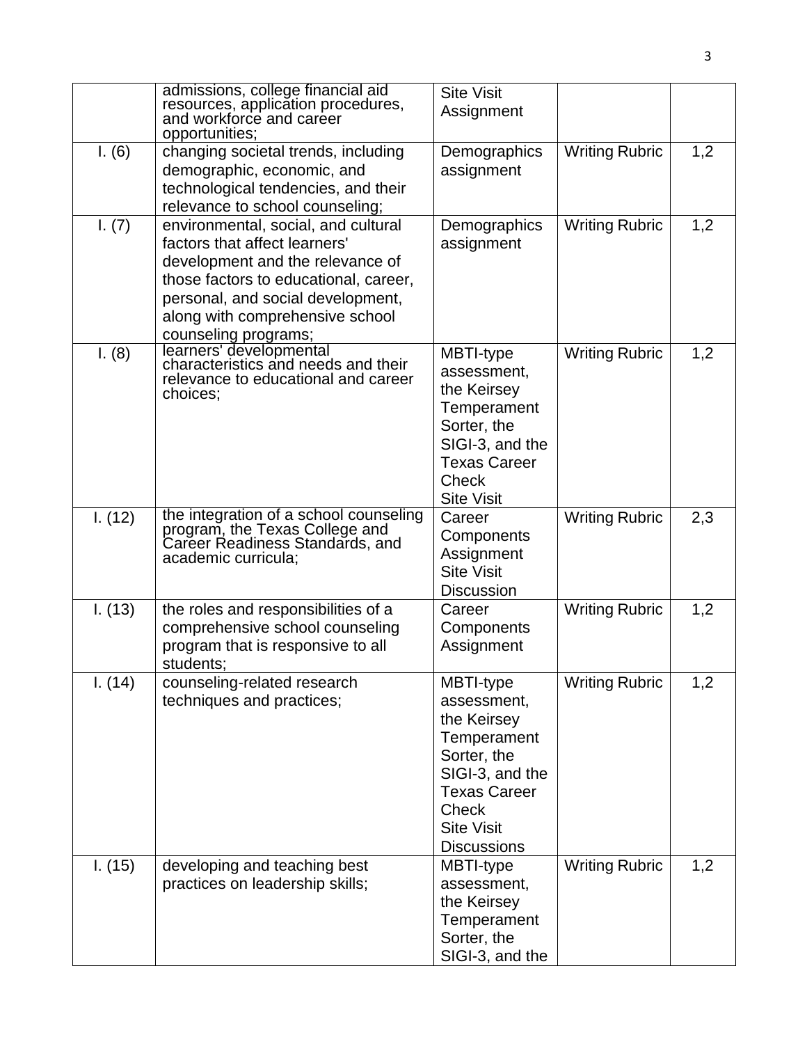|  | admissions, college financial aid resources, application procedures, and workforce and career opportunities; | Site Visit Assignment |  |  |
| --- | --- | --- | --- | --- |
| I. (6) | changing societal trends, including demographic, economic, and technological tendencies, and their relevance to school counseling; | Demographics assignment | Writing Rubric | 1,2 |
| I. (7) | environmental, social, and cultural factors that affect learners' development and the relevance of those factors to educational, career, personal, and social development, along with comprehensive school counseling programs; | Demographics assignment | Writing Rubric | 1,2 |
| I. (8) | learners' developmental characteristics and needs and their relevance to educational and career choices; | MBTI-type assessment, the Keirsey Temperament Sorter, the SIGI-3, and the Texas Career Check<br>Site Visit | Writing Rubric | 1,2 |
| I. (12) | the integration of a school counseling program, the Texas College and Career Readiness Standards, and academic curricula; | Career Components Assignment<br>Site Visit Discussion | Writing Rubric | 2,3 |
| I. (13) | the roles and responsibilities of a comprehensive school counseling program that is responsive to all students; | Career Components Assignment | Writing Rubric | 1,2 |
| I. (14) | counseling-related research techniques and practices; | MBTI-type assessment, the Keirsey Temperament Sorter, the SIGI-3, and the Texas Career Check<br>Site Visit Discussions | Writing Rubric | 1,2 |
| I. (15) | developing and teaching best practices on leadership skills; | MBTI-type assessment, the Keirsey Temperament Sorter, the SIGI-3, and the | Writing Rubric | 1,2 |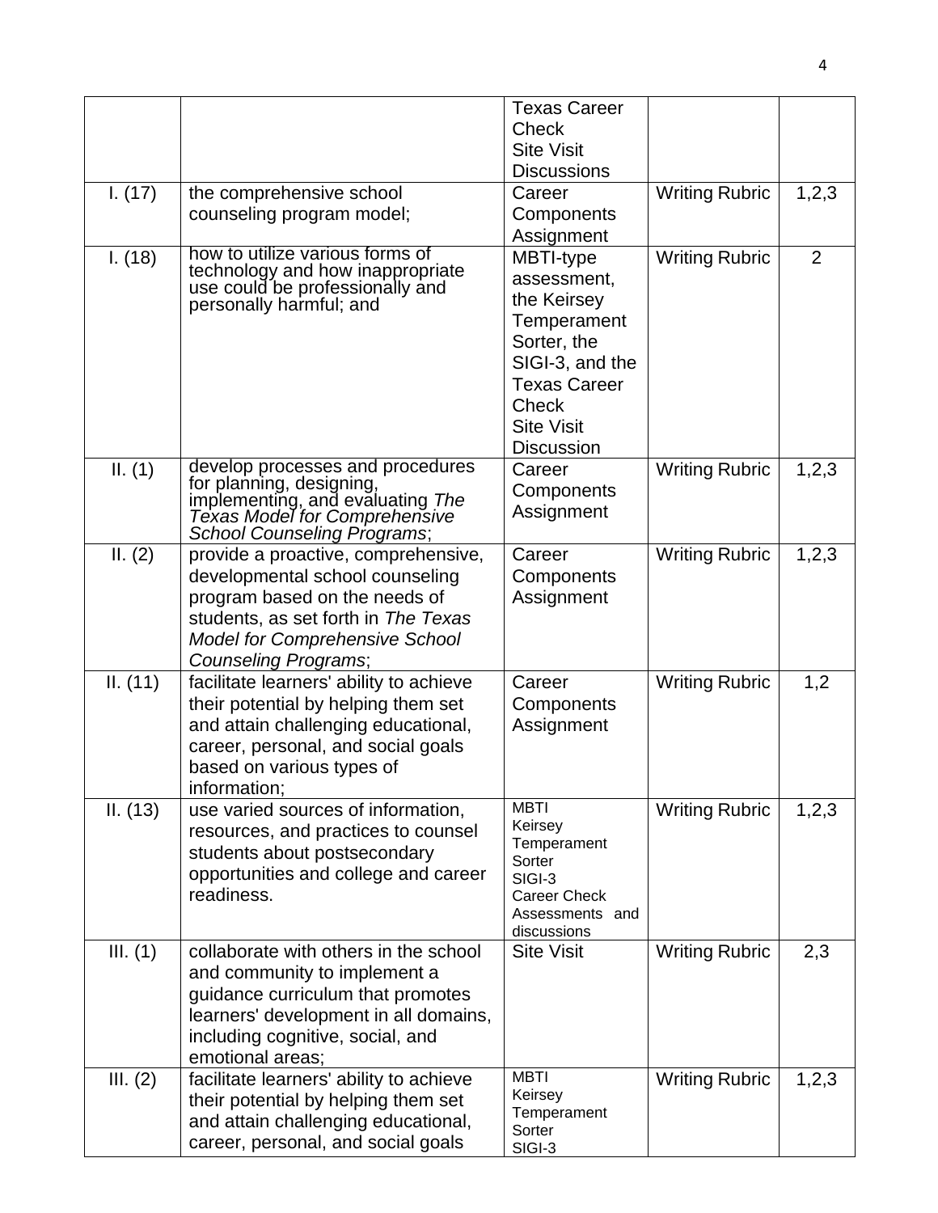| | | Texas Career Check<br>Site Visit<br>Discussions | | |
|---|---|---|---|---|
| I. (17) | the comprehensive school counseling program model; | Career Components Assignment | Writing Rubric | 1,2,3 |
| I. (18) | how to utilize various forms of technology and how inappropriate use could be professionally and personally harmful; and | MBTI-type assessment, the Keirsey Temperament Sorter, the SIGI-3, and the Texas Career Check<br>Site Visit Discussion | Writing Rubric | 2 |
| II. (1) | develop processes and procedures for planning, designing, implementing, and evaluating *The Texas Model for Comprehensive School Counseling Programs*; | Career Components Assignment | Writing Rubric | 1,2,3 |
| II. (2) | provide a proactive, comprehensive, developmental school counseling program based on the needs of students, as set forth in *The Texas Model for Comprehensive School Counseling Programs*; | Career Components Assignment | Writing Rubric | 1,2,3 |
| II. (11) | facilitate learners' ability to achieve their potential by helping them set and attain challenging educational, career, personal, and social goals based on various types of information; | Career Components Assignment | Writing Rubric | 1,2 |
| II. (13) | use varied sources of information, resources, and practices to counsel students about postsecondary opportunities and college and career readiness. | MBTI<br>Keirsey Temperament Sorter<br>SIGI-3<br>Career Check Assessments and discussions | Writing Rubric | 1,2,3 |
| III. (1) | collaborate with others in the school and community to implement a guidance curriculum that promotes learners' development in all domains, including cognitive, social, and emotional areas; | Site Visit | Writing Rubric | 2,3 |
| III. (2) | facilitate learners' ability to achieve their potential by helping them set and attain challenging educational, career, personal, and social goals | MBTI<br>Keirsey Temperament Sorter<br>SIGI-3 | Writing Rubric | 1,2,3 |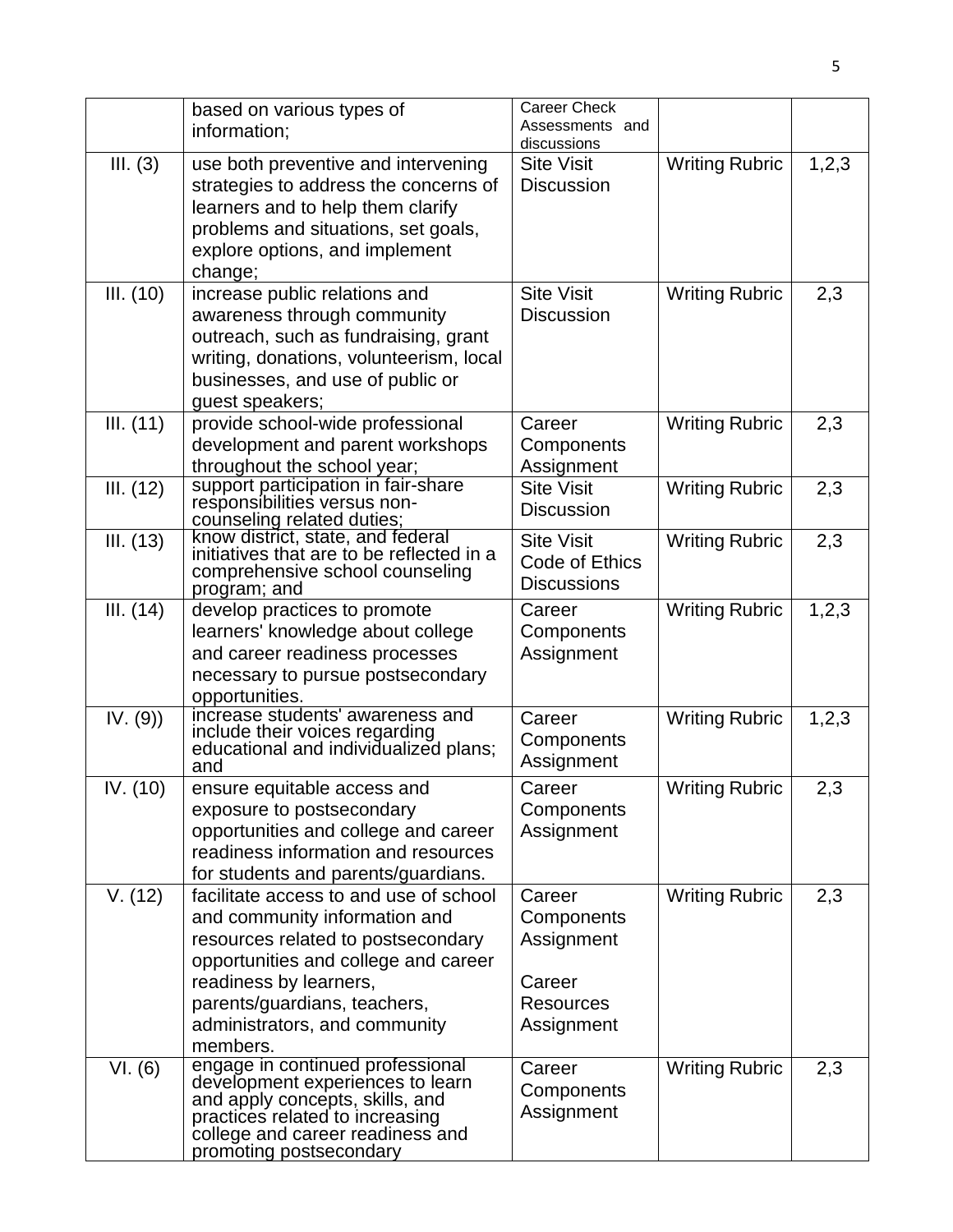|  | based on various types of information; | Career Check Assessments and discussions |  |  |
|---|---|---|---|---|
| III. (3) | use both preventive and intervening strategies to address the concerns of learners and to help them clarify problems and situations, set goals, explore options, and implement change; | Site Visit Discussion | Writing Rubric | 1,2,3 |
| III. (10) | increase public relations and awareness through community outreach, such as fundraising, grant writing, donations, volunteerism, local businesses, and use of public or guest speakers; | Site Visit Discussion | Writing Rubric | 2,3 |
| III. (11) | provide school-wide professional development and parent workshops throughout the school year; | Career Components Assignment | Writing Rubric | 2,3 |
| III. (12) | support participation in fair-share responsibilities versus non-counseling related duties; | Site Visit Discussion | Writing Rubric | 2,3 |
| III. (13) | know district, state, and federal initiatives that are to be reflected in a comprehensive school counseling program; and | Site Visit Code of Ethics Discussions | Writing Rubric | 2,3 |
| III. (14) | develop practices to promote learners' knowledge about college and career readiness processes necessary to pursue postsecondary opportunities. | Career Components Assignment | Writing Rubric | 1,2,3 |
| IV. (9)) | increase students' awareness and include their voices regarding educational and individualized plans; and | Career Components Assignment | Writing Rubric | 1,2,3 |
| IV. (10) | ensure equitable access and exposure to postsecondary opportunities and college and career readiness information and resources for students and parents/guardians. | Career Components Assignment | Writing Rubric | 2,3 |
| V. (12) | facilitate access to and use of school and community information and resources related to postsecondary opportunities and college and career readiness by learners, parents/guardians, teachers, administrators, and community members. | Career Components Assignment<br><br>Career Resources Assignment | Writing Rubric | 2,3 |
| VI. (6) | engage in continued professional development experiences to learn and apply concepts, skills, and practices related to increasing college and career readiness and promoting postsecondary | Career Components Assignment | Writing Rubric | 2,3 |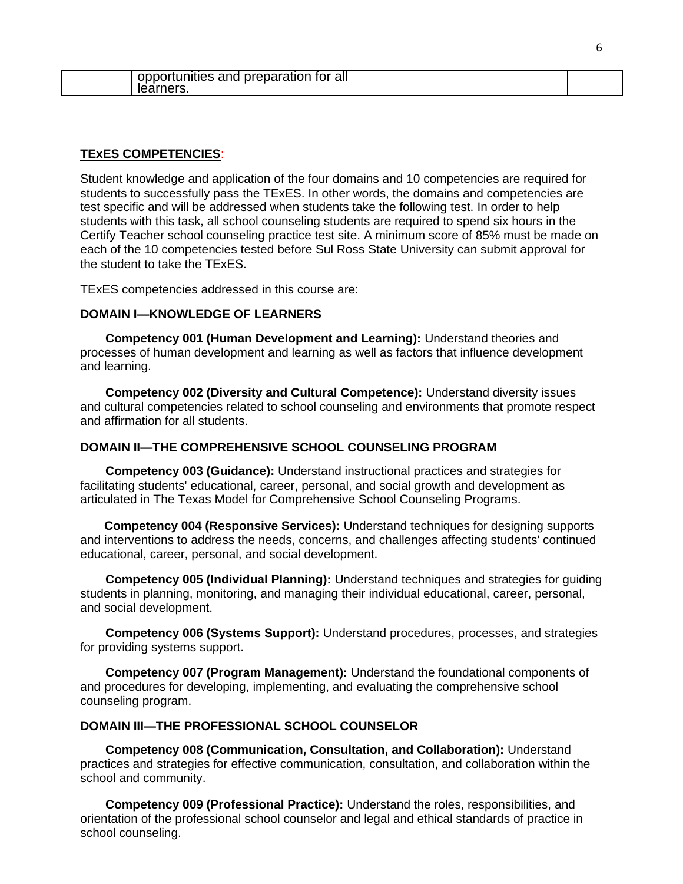| | opportunities and preparation for all learners. | | | |
|---|---|---|---|---|

**TExES COMPETENCIES**:

Student knowledge and application of the four domains and 10 competencies are required for students to successfully pass the TExES. In other words, the domains and competencies are test specific and will be addressed when students take the following test. In order to help students with this task, all school counseling students are required to spend six hours in the Certify Teacher school counseling practice test site. A minimum score of 85% must be made on each of the 10 competencies tested before Sul Ross State University can submit approval for the student to take the TExES.

TExES competencies addressed in this course are:

**DOMAIN I—KNOWLEDGE OF LEARNERS**

**Competency 001 (Human Development and Learning):** Understand theories and processes of human development and learning as well as factors that influence development and learning.

**Competency 002 (Diversity and Cultural Competence):** Understand diversity issues and cultural competencies related to school counseling and environments that promote respect and affirmation for all students.

**DOMAIN II—THE COMPREHENSIVE SCHOOL COUNSELING PROGRAM**

**Competency 003 (Guidance):** Understand instructional practices and strategies for facilitating students' educational, career, personal, and social growth and development as articulated in The Texas Model for Comprehensive School Counseling Programs.

**Competency 004 (Responsive Services):** Understand techniques for designing supports and interventions to address the needs, concerns, and challenges affecting students' continued educational, career, personal, and social development.

**Competency 005 (Individual Planning):** Understand techniques and strategies for guiding students in planning, monitoring, and managing their individual educational, career, personal, and social development.

**Competency 006 (Systems Support):** Understand procedures, processes, and strategies for providing systems support.

**Competency 007 (Program Management):** Understand the foundational components of and procedures for developing, implementing, and evaluating the comprehensive school counseling program.

**DOMAIN III—THE PROFESSIONAL SCHOOL COUNSELOR**

**Competency 008 (Communication, Consultation, and Collaboration):** Understand practices and strategies for effective communication, consultation, and collaboration within the school and community.

**Competency 009 (Professional Practice):** Understand the roles, responsibilities, and orientation of the professional school counselor and legal and ethical standards of practice in school counseling.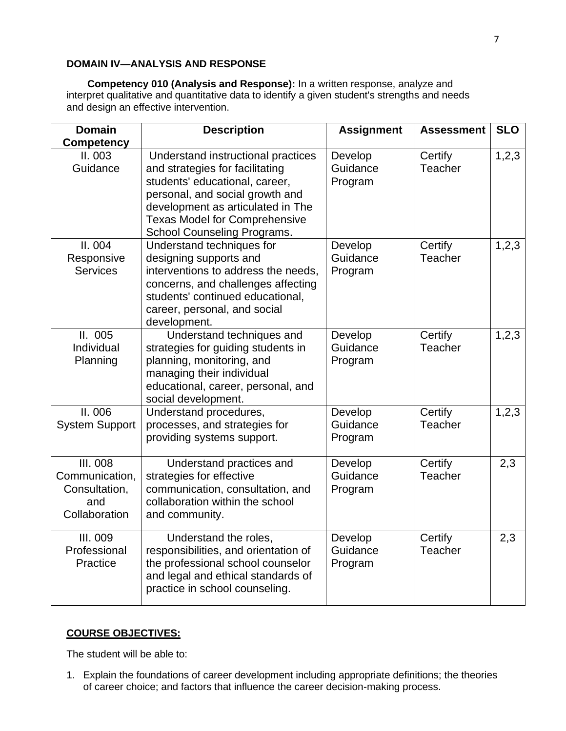**DOMAIN IV—ANALYSIS AND RESPONSE**

**Competency 010 (Analysis and Response):** In a written response, analyze and interpret qualitative and quantitative data to identify a given student's strengths and needs and design an effective intervention.

| Domain Competency | Description | Assignment | Assessment | SLO |
|---|---|---|---|---|
| II. 003 Guidance | Understand instructional practices and strategies for facilitating students' educational, career, personal, and social growth and development as articulated in The Texas Model for Comprehensive School Counseling Programs. | Develop Guidance Program | Certify Teacher | 1,2,3 |
| II. 004 Responsive Services | Understand techniques for designing supports and interventions to address the needs, concerns, and challenges affecting students' continued educational, career, personal, and social development. | Develop Guidance Program | Certify Teacher | 1,2,3 |
| II. 005 Individual Planning | Understand techniques and strategies for guiding students in planning, monitoring, and managing their individual educational, career, personal, and social development. | Develop Guidance Program | Certify Teacher | 1,2,3 |
| II. 006 System Support | Understand procedures, processes, and strategies for providing systems support. | Develop Guidance Program | Certify Teacher | 1,2,3 |
| III. 008 Communication, Consultation, and Collaboration | Understand practices and strategies for effective communication, consultation, and collaboration within the school and community. | Develop Guidance Program | Certify Teacher | 2,3 |
| III. 009 Professional Practice | Understand the roles, responsibilities, and orientation of the professional school counselor and legal and ethical standards of practice in school counseling. | Develop Guidance Program | Certify Teacher | 2,3 |

**COURSE OBJECTIVES:**

The student will be able to:

1. Explain the foundations of career development including appropriate definitions; the theories of career choice; and factors that influence the career decision-making process.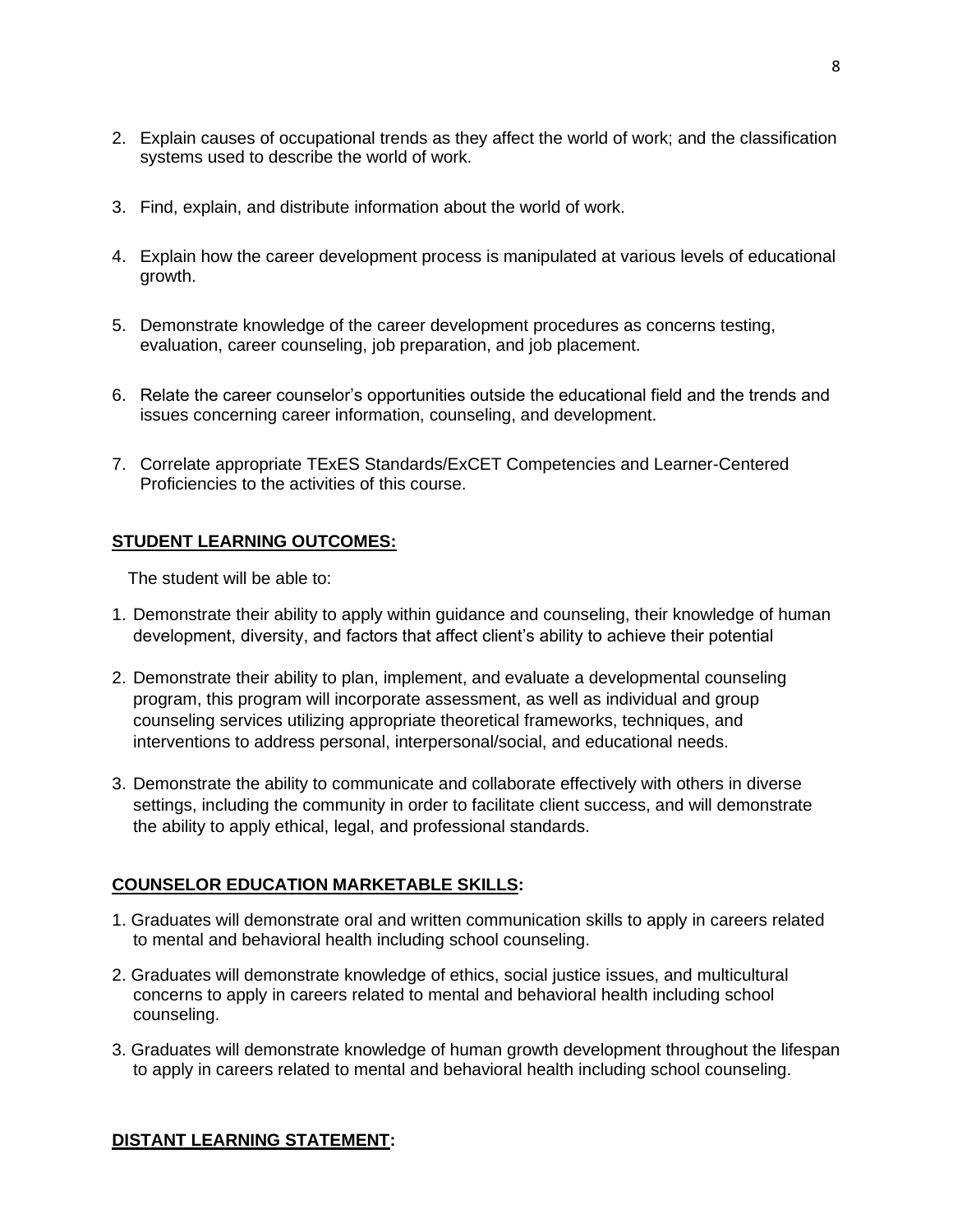2. Explain causes of occupational trends as they affect the world of work; and the classification systems used to describe the world of work.

3. Find, explain, and distribute information about the world of work.

4. Explain how the career development process is manipulated at various levels of educational growth.

5. Demonstrate knowledge of the career development procedures as concerns testing, evaluation, career counseling, job preparation, and job placement.

6. Relate the career counselor's opportunities outside the educational field and the trends and issues concerning career information, counseling, and development.

7. Correlate appropriate TExES Standards/ExCET Competencies and Learner-Centered Proficiencies to the activities of this course.

## STUDENT LEARNING OUTCOMES:

The student will be able to:

1. Demonstrate their ability to apply within guidance and counseling, their knowledge of human development, diversity, and factors that affect client's ability to achieve their potential

2. Demonstrate their ability to plan, implement, and evaluate a developmental counseling program, this program will incorporate assessment, as well as individual and group counseling services utilizing appropriate theoretical frameworks, techniques, and interventions to address personal, interpersonal/social, and educational needs.

3. Demonstrate the ability to communicate and collaborate effectively with others in diverse settings, including the community in order to facilitate client success, and will demonstrate the ability to apply ethical, legal, and professional standards.

## COUNSELOR EDUCATION MARKETABLE SKILLS:

1. Graduates will demonstrate oral and written communication skills to apply in careers related to mental and behavioral health including school counseling.

2. Graduates will demonstrate knowledge of ethics, social justice issues, and multicultural concerns to apply in careers related to mental and behavioral health including school counseling.

3. Graduates will demonstrate knowledge of human growth development throughout the lifespan to apply in careers related to mental and behavioral health including school counseling.

## DISTANT LEARNING STATEMENT: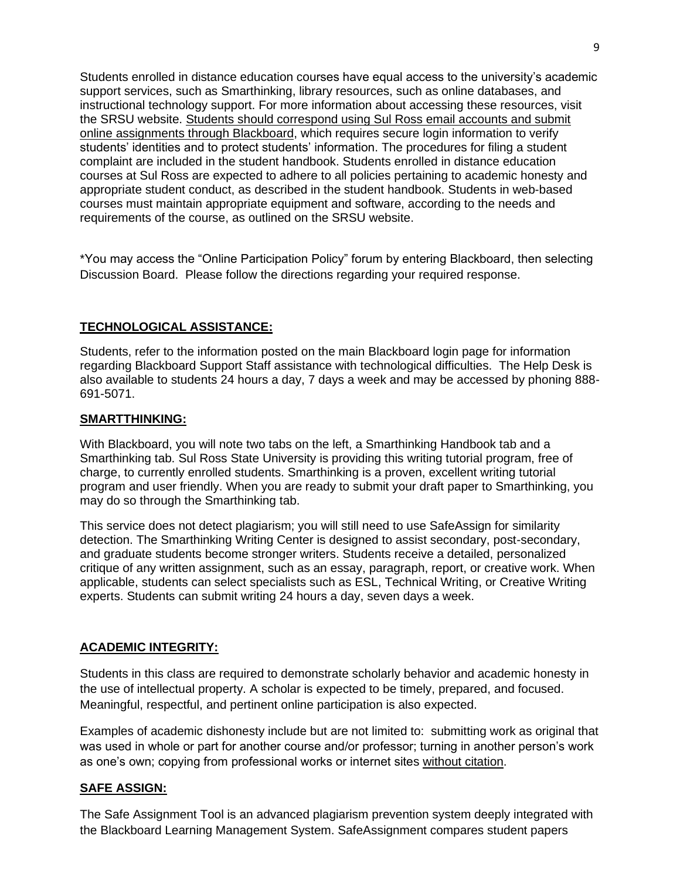Students enrolled in distance education courses have equal access to the university's academic support services, such as Smarthinking, library resources, such as online databases, and instructional technology support. For more information about accessing these resources, visit the SRSU website. Students should correspond using Sul Ross email accounts and submit online assignments through Blackboard, which requires secure login information to verify students' identities and to protect students' information. The procedures for filing a student complaint are included in the student handbook. Students enrolled in distance education courses at Sul Ross are expected to adhere to all policies pertaining to academic honesty and appropriate student conduct, as described in the student handbook. Students in web-based courses must maintain appropriate equipment and software, according to the needs and requirements of the course, as outlined on the SRSU website.

*You may access the "Online Participation Policy" forum by entering Blackboard, then selecting Discussion Board. Please follow the directions regarding your required response.

## TECHNOLOGICAL ASSISTANCE:

Students, refer to the information posted on the main Blackboard login page for information regarding Blackboard Support Staff assistance with technological difficulties. The Help Desk is also available to students 24 hours a day, 7 days a week and may be accessed by phoning 888-691-5071.

## SMARTTHINKING:

With Blackboard, you will note two tabs on the left, a Smarthinking Handbook tab and a Smarthinking tab. Sul Ross State University is providing this writing tutorial program, free of charge, to currently enrolled students. Smarthinking is a proven, excellent writing tutorial program and user friendly. When you are ready to submit your draft paper to Smarthinking, you may do so through the Smarthinking tab.

This service does not detect plagiarism; you will still need to use SafeAssign for similarity detection. The Smarthinking Writing Center is designed to assist secondary, post-secondary, and graduate students become stronger writers. Students receive a detailed, personalized critique of any written assignment, such as an essay, paragraph, report, or creative work. When applicable, students can select specialists such as ESL, Technical Writing, or Creative Writing experts. Students can submit writing 24 hours a day, seven days a week.

## ACADEMIC INTEGRITY:

Students in this class are required to demonstrate scholarly behavior and academic honesty in the use of intellectual property. A scholar is expected to be timely, prepared, and focused. Meaningful, respectful, and pertinent online participation is also expected.

Examples of academic dishonesty include but are not limited to: submitting work as original that was used in whole or part for another course and/or professor; turning in another person's work as one's own; copying from professional works or internet sites without citation.

## SAFE ASSIGN:

The Safe Assignment Tool is an advanced plagiarism prevention system deeply integrated with the Blackboard Learning Management System. SafeAssignment compares student papers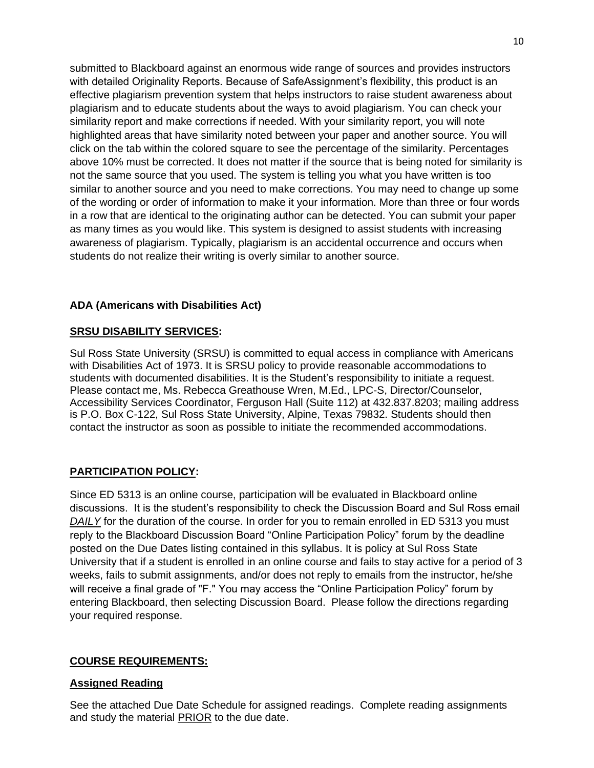submitted to Blackboard against an enormous wide range of sources and provides instructors with detailed Originality Reports. Because of SafeAssignment's flexibility, this product is an effective plagiarism prevention system that helps instructors to raise student awareness about plagiarism and to educate students about the ways to avoid plagiarism. You can check your similarity report and make corrections if needed. With your similarity report, you will note highlighted areas that have similarity noted between your paper and another source. You will click on the tab within the colored square to see the percentage of the similarity. Percentages above 10% must be corrected. It does not matter if the source that is being noted for similarity is not the same source that you used. The system is telling you what you have written is too similar to another source and you need to make corrections. You may need to change up some of the wording or order of information to make it your information. More than three or four words in a row that are identical to the originating author can be detected. You can submit your paper as many times as you would like. This system is designed to assist students with increasing awareness of plagiarism. Typically, plagiarism is an accidental occurrence and occurs when students do not realize their writing is overly similar to another source.

**ADA (Americans with Disabilities Act)**

**<u>SRSU DISABILITY SERVICES</u>:**

Sul Ross State University (SRSU) is committed to equal access in compliance with Americans with Disabilities Act of 1973. It is SRSU policy to provide reasonable accommodations to students with documented disabilities. It is the Student's responsibility to initiate a request. Please contact me, Ms. Rebecca Greathouse Wren, M.Ed., LPC-S, Director/Counselor, Accessibility Services Coordinator, Ferguson Hall (Suite 112) at 432.837.8203; mailing address is P.O. Box C-122, Sul Ross State University, Alpine, Texas 79832. Students should then contact the instructor as soon as possible to initiate the recommended accommodations.

**<u>PARTICIPATION POLICY</u>:**

Since ED 5313 is an online course, participation will be evaluated in Blackboard online discussions. It is the student's responsibility to check the Discussion Board and Sul Ross email ***<u>DAILY</u>*** for the duration of the course. In order for you to remain enrolled in ED 5313 you must reply to the Blackboard Discussion Board "Online Participation Policy" forum by the deadline posted on the Due Dates listing contained in this syllabus. It is policy at Sul Ross State University that if a student is enrolled in an online course and fails to stay active for a period of 3 weeks, fails to submit assignments, and/or does not reply to emails from the instructor, he/she will receive a final grade of "F." You may access the "Online Participation Policy" forum by entering Blackboard, then selecting Discussion Board. Please follow the directions regarding your required response.

**<u>COURSE REQUIREMENTS:</u>**

**<u>Assigned Reading</u>**

See the attached Due Date Schedule for assigned readings. Complete reading assignments and study the material <u>PRIOR</u> to the due date.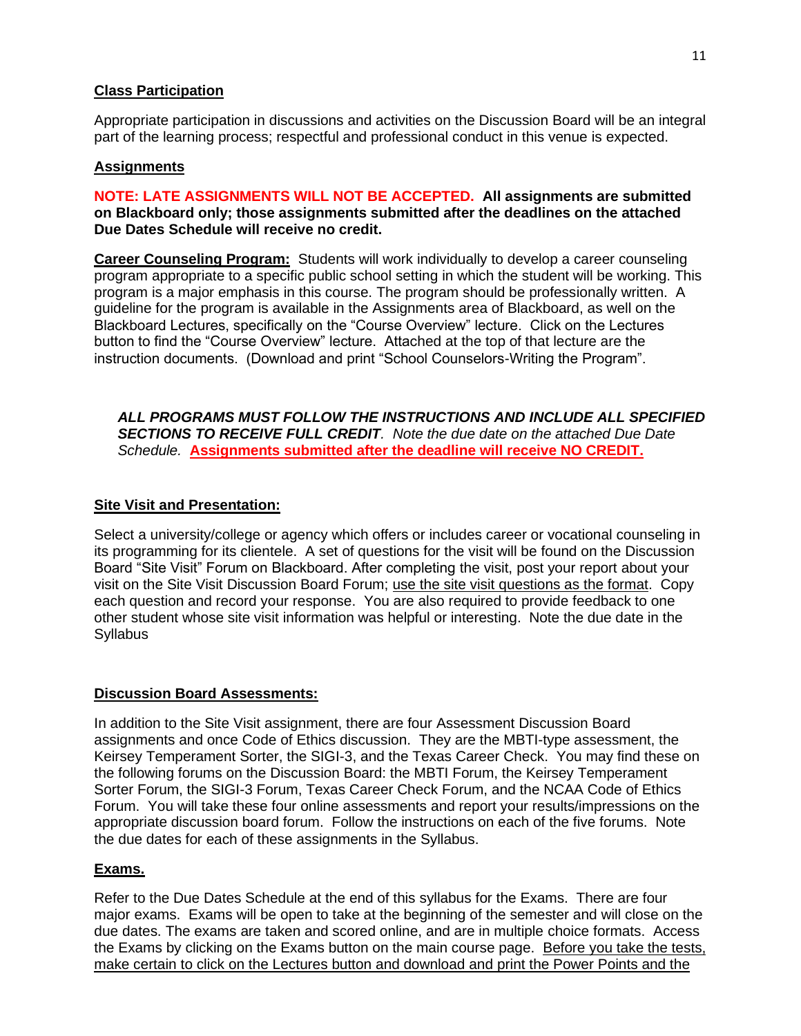**Class Participation**

Appropriate participation in discussions and activities on the Discussion Board will be an integral part of the learning process; respectful and professional conduct in this venue is expected.

**Assignments**

**NOTE: LATE ASSIGNMENTS WILL NOT BE ACCEPTED. All assignments are submitted on Blackboard only; those assignments submitted after the deadlines on the attached Due Dates Schedule will receive no credit.**

**Career Counseling Program:** Students will work individually to develop a career counseling program appropriate to a specific public school setting in which the student will be working. This program is a major emphasis in this course. The program should be professionally written. A guideline for the program is available in the Assignments area of Blackboard, as well on the Blackboard Lectures, specifically on the "Course Overview" lecture. Click on the Lectures button to find the "Course Overview" lecture. Attached at the top of that lecture are the instruction documents. (Download and print "School Counselors-Writing the Program".

> ***ALL PROGRAMS MUST FOLLOW THE INSTRUCTIONS AND INCLUDE ALL SPECIFIED SECTIONS TO RECEIVE FULL CREDIT****. Note the due date on the attached Due Date Schedule.* **Assignments submitted after the deadline will receive NO CREDIT.**

**Site Visit and Presentation:**

Select a university/college or agency which offers or includes career or vocational counseling in its programming for its clientele. A set of questions for the visit will be found on the Discussion Board "Site Visit" Forum on Blackboard. After completing the visit, post your report about your visit on the Site Visit Discussion Board Forum; use the site visit questions as the format. Copy each question and record your response. You are also required to provide feedback to one other student whose site visit information was helpful or interesting. Note the due date in the Syllabus

**Discussion Board Assessments:**

In addition to the Site Visit assignment, there are four Assessment Discussion Board assignments and once Code of Ethics discussion. They are the MBTI-type assessment, the Keirsey Temperament Sorter, the SIGI-3, and the Texas Career Check. You may find these on the following forums on the Discussion Board: the MBTI Forum, the Keirsey Temperament Sorter Forum, the SIGI-3 Forum, Texas Career Check Forum, and the NCAA Code of Ethics Forum. You will take these four online assessments and report your results/impressions on the appropriate discussion board forum. Follow the instructions on each of the five forums. Note the due dates for each of these assignments in the Syllabus.

**Exams.**

Refer to the Due Dates Schedule at the end of this syllabus for the Exams. There are four major exams. Exams will be open to take at the beginning of the semester and will close on the due dates. The exams are taken and scored online, and are in multiple choice formats. Access the Exams by clicking on the Exams button on the main course page. Before you take the tests, make certain to click on the Lectures button and download and print the Power Points and the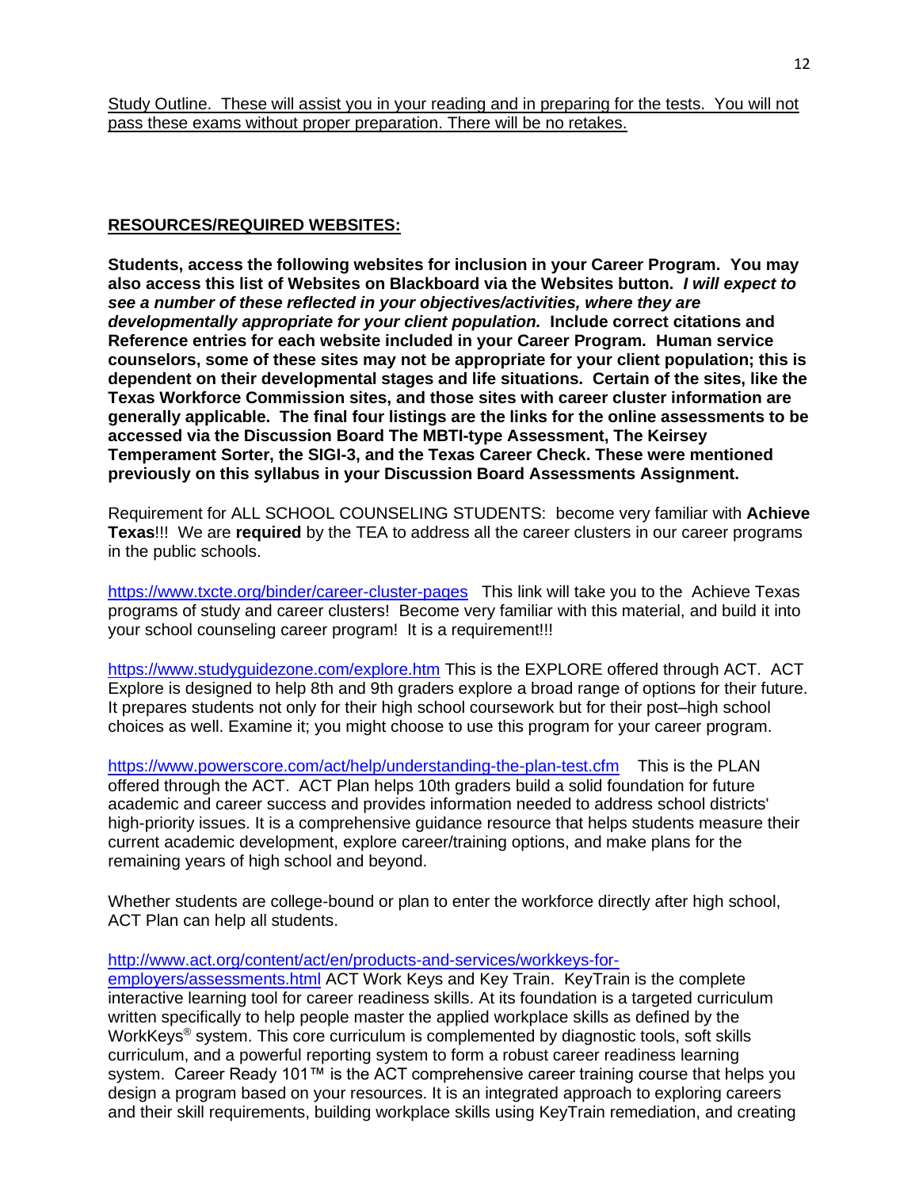Study Outline. These will assist you in your reading and in preparing for the tests. You will not pass these exams without proper preparation. There will be no retakes.

**RESOURCES/REQUIRED WEBSITES:**

**Students, access the following websites for inclusion in your Career Program. You may also access this list of Websites on Blackboard via the Websites button. *I will expect to see a number of these reflected in your objectives/activities, where they are developmentally appropriate for your client population.* Include correct citations and Reference entries for each website included in your Career Program. Human service counselors, some of these sites may not be appropriate for your client population; this is dependent on their developmental stages and life situations. Certain of the sites, like the Texas Workforce Commission sites, and those sites with career cluster information are generally applicable. The final four listings are the links for the online assessments to be accessed via the Discussion Board The MBTI-type Assessment, The Keirsey Temperament Sorter, the SIGI-3, and the Texas Career Check. These were mentioned previously on this syllabus in your Discussion Board Assessments Assignment.**

Requirement for ALL SCHOOL COUNSELING STUDENTS: become very familiar with **Achieve Texas**!!! We are **required** by the TEA to address all the career clusters in our career programs in the public schools.

https://www.txcte.org/binder/career-cluster-pages This link will take you to the Achieve Texas programs of study and career clusters! Become very familiar with this material, and build it into your school counseling career program! It is a requirement!!!

https://www.studyguidezone.com/explore.htm This is the EXPLORE offered through ACT. ACT Explore is designed to help 8th and 9th graders explore a broad range of options for their future. It prepares students not only for their high school coursework but for their post–high school choices as well. Examine it; you might choose to use this program for your career program.

https://www.powerscore.com/act/help/understanding-the-plan-test.cfm This is the PLAN offered through the ACT. ACT Plan helps 10th graders build a solid foundation for future academic and career success and provides information needed to address school districts' high-priority issues. It is a comprehensive guidance resource that helps students measure their current academic development, explore career/training options, and make plans for the remaining years of high school and beyond.

Whether students are college-bound or plan to enter the workforce directly after high school, ACT Plan can help all students.

http://www.act.org/content/act/en/products-and-services/workkeys-for-employers/assessments.html ACT Work Keys and Key Train. KeyTrain is the complete interactive learning tool for career readiness skills. At its foundation is a targeted curriculum written specifically to help people master the applied workplace skills as defined by the WorkKeys® system. This core curriculum is complemented by diagnostic tools, soft skills curriculum, and a powerful reporting system to form a robust career readiness learning system. Career Ready 101™ is the ACT comprehensive career training course that helps you design a program based on your resources. It is an integrated approach to exploring careers and their skill requirements, building workplace skills using KeyTrain remediation, and creating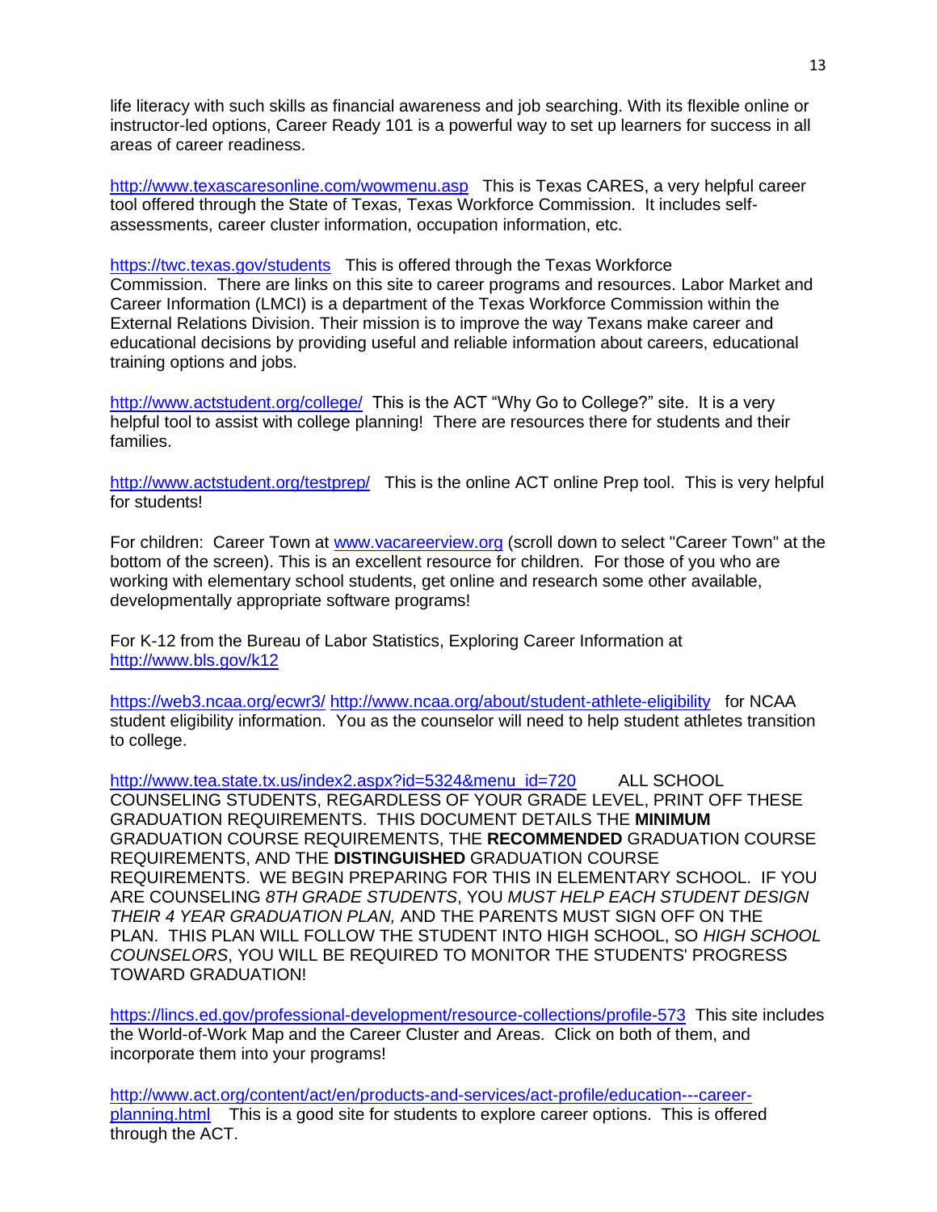life literacy with such skills as financial awareness and job searching. With its flexible online or instructor-led options, Career Ready 101 is a powerful way to set up learners for success in all areas of career readiness.

http://www.texascaresonline.com/wowmenu.asp This is Texas CARES, a very helpful career tool offered through the State of Texas, Texas Workforce Commission. It includes self-assessments, career cluster information, occupation information, etc.

https://twc.texas.gov/students This is offered through the Texas Workforce Commission. There are links on this site to career programs and resources. Labor Market and Career Information (LMCI) is a department of the Texas Workforce Commission within the External Relations Division. Their mission is to improve the way Texans make career and educational decisions by providing useful and reliable information about careers, educational training options and jobs.

http://www.actstudent.org/college/ This is the ACT "Why Go to College?" site. It is a very helpful tool to assist with college planning! There are resources there for students and their families.

http://www.actstudent.org/testprep/ This is the online ACT online Prep tool. This is very helpful for students!

For children: Career Town at www.vacareerview.org (scroll down to select "Career Town" at the bottom of the screen). This is an excellent resource for children. For those of you who are working with elementary school students, get online and research some other available, developmentally appropriate software programs!

For K-12 from the Bureau of Labor Statistics, Exploring Career Information at http://www.bls.gov/k12

https://web3.ncaa.org/ecwr3/ http://www.ncaa.org/about/student-athlete-eligibility for NCAA student eligibility information. You as the counselor will need to help student athletes transition to college.

http://www.tea.state.tx.us/index2.aspx?id=5324&menu_id=720 ALL SCHOOL COUNSELING STUDENTS, REGARDLESS OF YOUR GRADE LEVEL, PRINT OFF THESE GRADUATION REQUIREMENTS. THIS DOCUMENT DETAILS THE **MINIMUM** GRADUATION COURSE REQUIREMENTS, THE **RECOMMENDED** GRADUATION COURSE REQUIREMENTS, AND THE **DISTINGUISHED** GRADUATION COURSE REQUIREMENTS. WE BEGIN PREPARING FOR THIS IN ELEMENTARY SCHOOL. IF YOU ARE COUNSELING *8TH GRADE STUDENTS*, YOU *MUST HELP EACH STUDENT DESIGN THEIR 4 YEAR GRADUATION PLAN,* AND THE PARENTS MUST SIGN OFF ON THE PLAN. THIS PLAN WILL FOLLOW THE STUDENT INTO HIGH SCHOOL, SO *HIGH SCHOOL COUNSELORS*, YOU WILL BE REQUIRED TO MONITOR THE STUDENTS' PROGRESS TOWARD GRADUATION!

https://lincs.ed.gov/professional-development/resource-collections/profile-573 This site includes the World-of-Work Map and the Career Cluster and Areas. Click on both of them, and incorporate them into your programs!

http://www.act.org/content/act/en/products-and-services/act-profile/education---career-planning.html This is a good site for students to explore career options. This is offered through the ACT.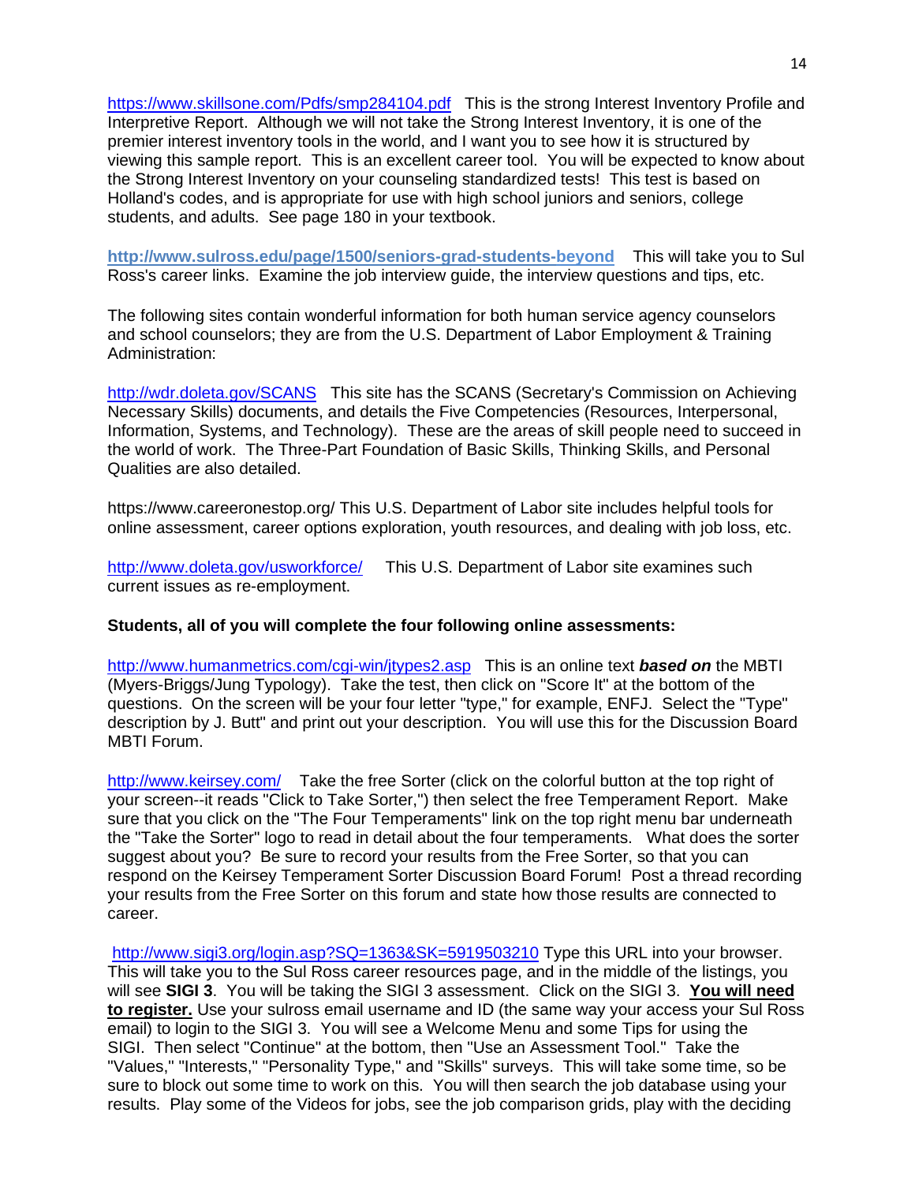https://www.skillsone.com/Pdfs/smp284104.pdf This is the strong Interest Inventory Profile and Interpretive Report. Although we will not take the Strong Interest Inventory, it is one of the premier interest inventory tools in the world, and I want you to see how it is structured by viewing this sample report. This is an excellent career tool. You will be expected to know about the Strong Interest Inventory on your counseling standardized tests! This test is based on Holland's codes, and is appropriate for use with high school juniors and seniors, college students, and adults. See page 180 in your textbook.

**http://www.sulross.edu/page/1500/seniors-grad-students-beyond** This will take you to Sul Ross's career links. Examine the job interview guide, the interview questions and tips, etc.

The following sites contain wonderful information for both human service agency counselors and school counselors; they are from the U.S. Department of Labor Employment & Training Administration:

http://wdr.doleta.gov/SCANS This site has the SCANS (Secretary's Commission on Achieving Necessary Skills) documents, and details the Five Competencies (Resources, Interpersonal, Information, Systems, and Technology). These are the areas of skill people need to succeed in the world of work. The Three-Part Foundation of Basic Skills, Thinking Skills, and Personal Qualities are also detailed.

https://www.careeronestop.org/ This U.S. Department of Labor site includes helpful tools for online assessment, career options exploration, youth resources, and dealing with job loss, etc.

http://www.doleta.gov/usworkforce/ This U.S. Department of Labor site examines such current issues as re-employment.

**Students, all of you will complete the four following online assessments:**

http://www.humanmetrics.com/cgi-win/jtypes2.asp This is an online text ***based on*** the MBTI (Myers-Briggs/Jung Typology). Take the test, then click on "Score It" at the bottom of the questions. On the screen will be your four letter "type," for example, ENFJ. Select the "Type" description by J. Butt" and print out your description. You will use this for the Discussion Board MBTI Forum.

http://www.keirsey.com/ Take the free Sorter (click on the colorful button at the top right of your screen--it reads "Click to Take Sorter,") then select the free Temperament Report. Make sure that you click on the "The Four Temperaments" link on the top right menu bar underneath the "Take the Sorter" logo to read in detail about the four temperaments. What does the sorter suggest about you? Be sure to record your results from the Free Sorter, so that you can respond on the Keirsey Temperament Sorter Discussion Board Forum! Post a thread recording your results from the Free Sorter on this forum and state how those results are connected to career.

http://www.sigi3.org/login.asp?SQ=1363&SK=5919503210 Type this URL into your browser. This will take you to the Sul Ross career resources page, and in the middle of the listings, you will see **SIGI 3**. You will be taking the SIGI 3 assessment. Click on the SIGI 3. **<u>You will need to register.</u>** Use your sulross email username and ID (the same way your access your Sul Ross email) to login to the SIGI 3. You will see a Welcome Menu and some Tips for using the SIGI. Then select "Continue" at the bottom, then "Use an Assessment Tool." Take the "Values," "Interests," "Personality Type," and "Skills" surveys. This will take some time, so be sure to block out some time to work on this. You will then search the job database using your results. Play some of the Videos for jobs, see the job comparison grids, play with the deciding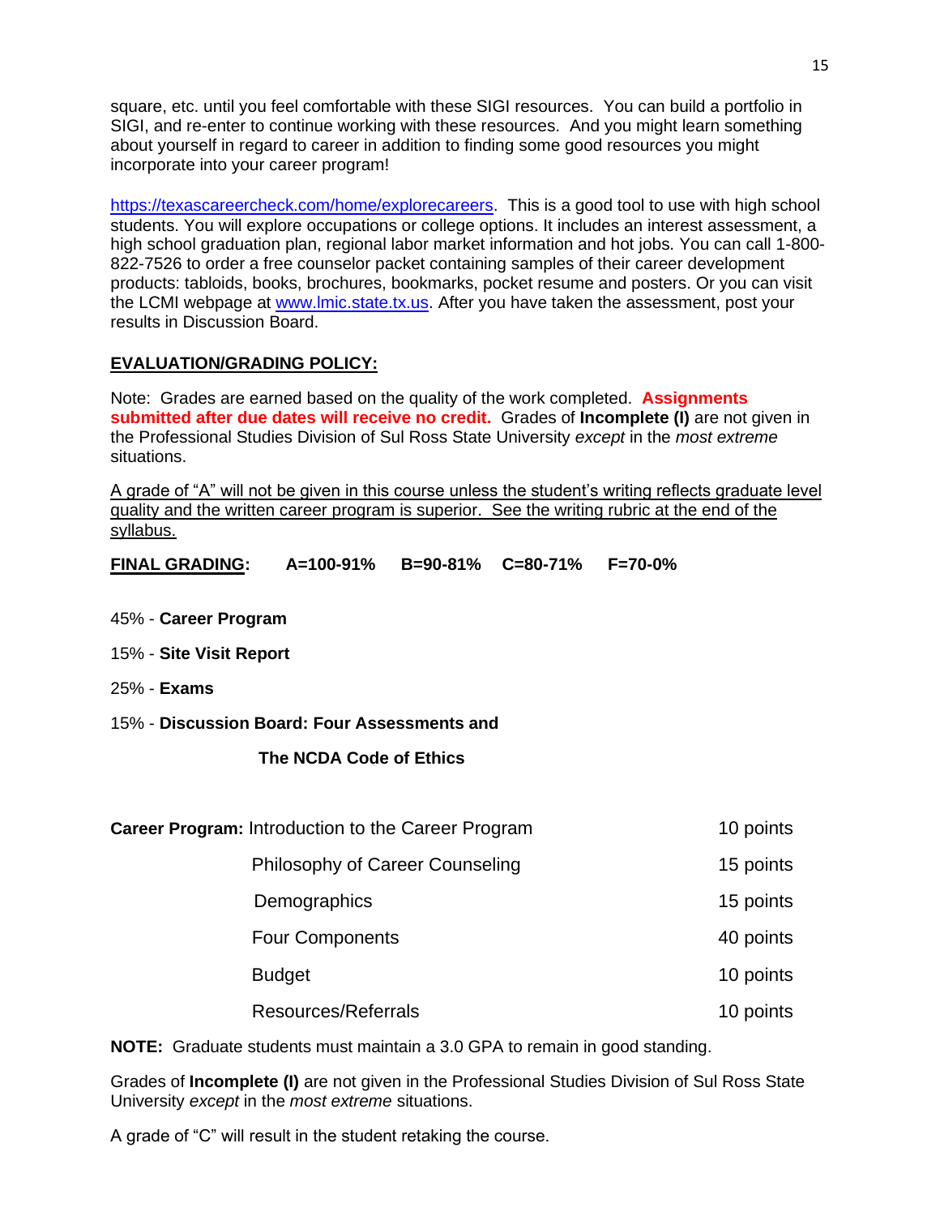square, etc. until you feel comfortable with these SIGI resources. You can build a portfolio in SIGI, and re-enter to continue working with these resources. And you might learn something about yourself in regard to career in addition to finding some good resources you might incorporate into your career program!

https://texascareercheck.com/home/explorecareers. This is a good tool to use with high school students. You will explore occupations or college options. It includes an interest assessment, a high school graduation plan, regional labor market information and hot jobs. You can call 1-800-822-7526 to order a free counselor packet containing samples of their career development products: tabloids, books, brochures, bookmarks, pocket resume and posters. Or you can visit the LCMI webpage at www.lmic.state.tx.us. After you have taken the assessment, post your results in Discussion Board.

## EVALUATION/GRADING POLICY:

Note: Grades are earned based on the quality of the work completed. **Assignments submitted after due dates will receive no credit.** Grades of **Incomplete (I)** are not given in the Professional Studies Division of Sul Ross State University *except* in the *most extreme* situations.

A grade of "A" will not be given in this course unless the student's writing reflects graduate level quality and the written career program is superior. See the writing rubric at the end of the syllabus.

**FINAL GRADING: A=100-91% B=90-81% C=80-71% F=70-0%**

45% - **Career Program**

15% - **Site Visit Report**

25% - **Exams**

15% - **Discussion Board: Four Assessments and The NCDA Code of Ethics**

| **Career Program:** | |
|---|---|
| Introduction to the Career Program | 10 points |
| Philosophy of Career Counseling | 15 points |
| Demographics | 15 points |
| Four Components | 40 points |
| Budget | 10 points |
| Resources/Referrals | 10 points |

**NOTE:** Graduate students must maintain a 3.0 GPA to remain in good standing.

Grades of **Incomplete (I)** are not given in the Professional Studies Division of Sul Ross State University *except* in the *most extreme* situations.

A grade of "C" will result in the student retaking the course.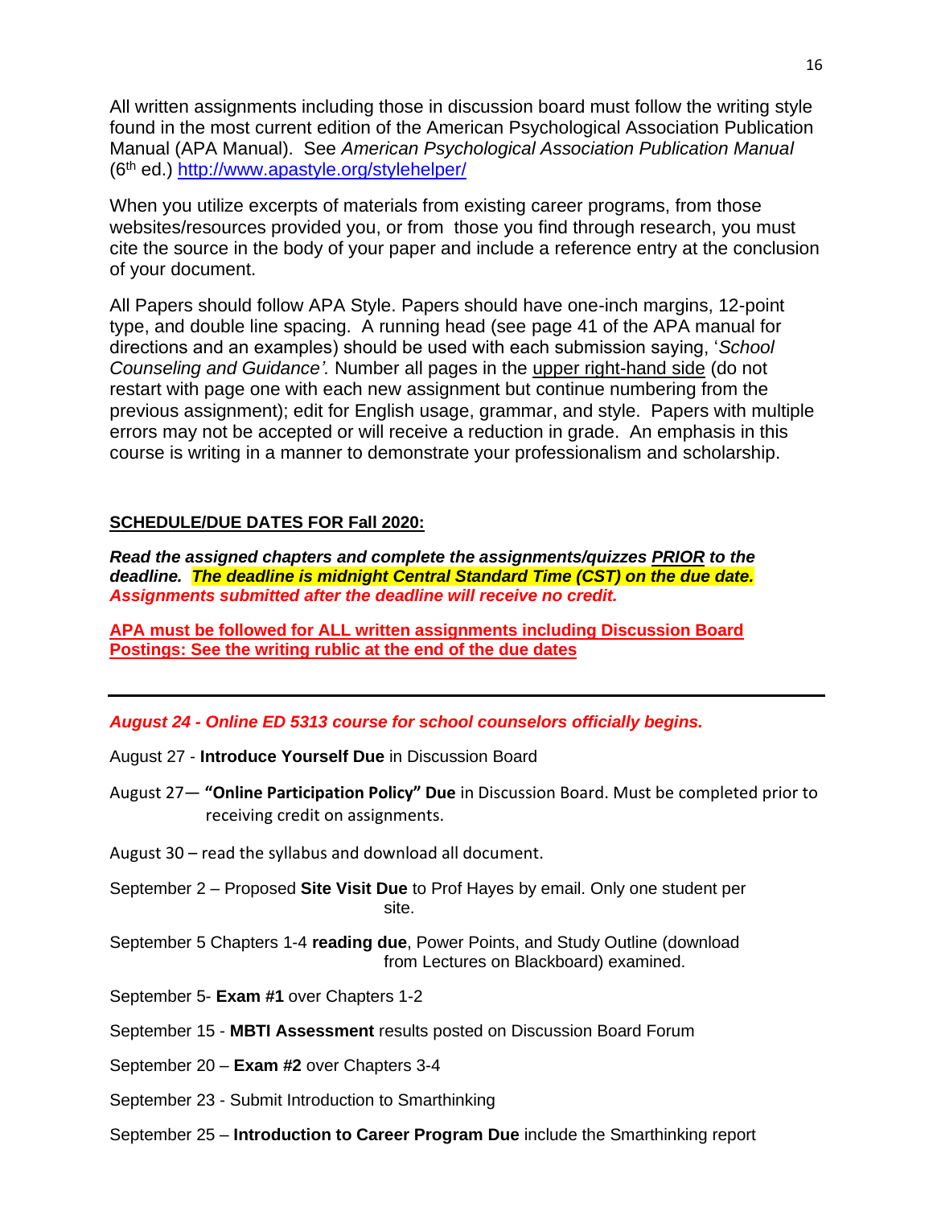All written assignments including those in discussion board must follow the writing style found in the most current edition of the American Psychological Association Publication Manual (APA Manual). See *American Psychological Association Publication Manual* (6th ed.) http://www.apastyle.org/stylehelper/

When you utilize excerpts of materials from existing career programs, from those websites/resources provided you, or from those you find through research, you must cite the source in the body of your paper and include a reference entry at the conclusion of your document.

All Papers should follow APA Style. Papers should have one-inch margins, 12-point type, and double line spacing. A running head (see page 41 of the APA manual for directions and an examples) should be used with each submission saying, '*School Counseling and Guidance'.* Number all pages in the upper right-hand side (do not restart with page one with each new assignment but continue numbering from the previous assignment); edit for English usage, grammar, and style. Papers with multiple errors may not be accepted or will receive a reduction in grade. An emphasis in this course is writing in a manner to demonstrate your professionalism and scholarship.

**SCHEDULE/DUE DATES FOR Fall 2020:**

***Read the assigned chapters and complete the assignments/quizzes PRIOR to the deadline. The deadline is midnight Central Standard Time (CST) on the due date. Assignments submitted after the deadline will receive no credit.***

**APA must be followed for ALL written assignments including Discussion Board Postings: See the writing rublic at the end of the due dates**

---

***August 24 - Online ED 5313 course for school counselors officially begins.***

August 27 - **Introduce Yourself Due** in Discussion Board

August 27— **"Online Participation Policy" Due** in Discussion Board. Must be completed prior to receiving credit on assignments.

August 30 – read the syllabus and download all document.

September 2 – Proposed **Site Visit Due** to Prof Hayes by email. Only one student per site.

September 5 Chapters 1-4 **reading due**, Power Points, and Study Outline (download from Lectures on Blackboard) examined.

September 5- **Exam #1** over Chapters 1-2

September 15 - **MBTI Assessment** results posted on Discussion Board Forum

September 20 – **Exam #2** over Chapters 3-4

September 23 - Submit Introduction to Smarthinking

September 25 – **Introduction to Career Program Due** include the Smarthinking report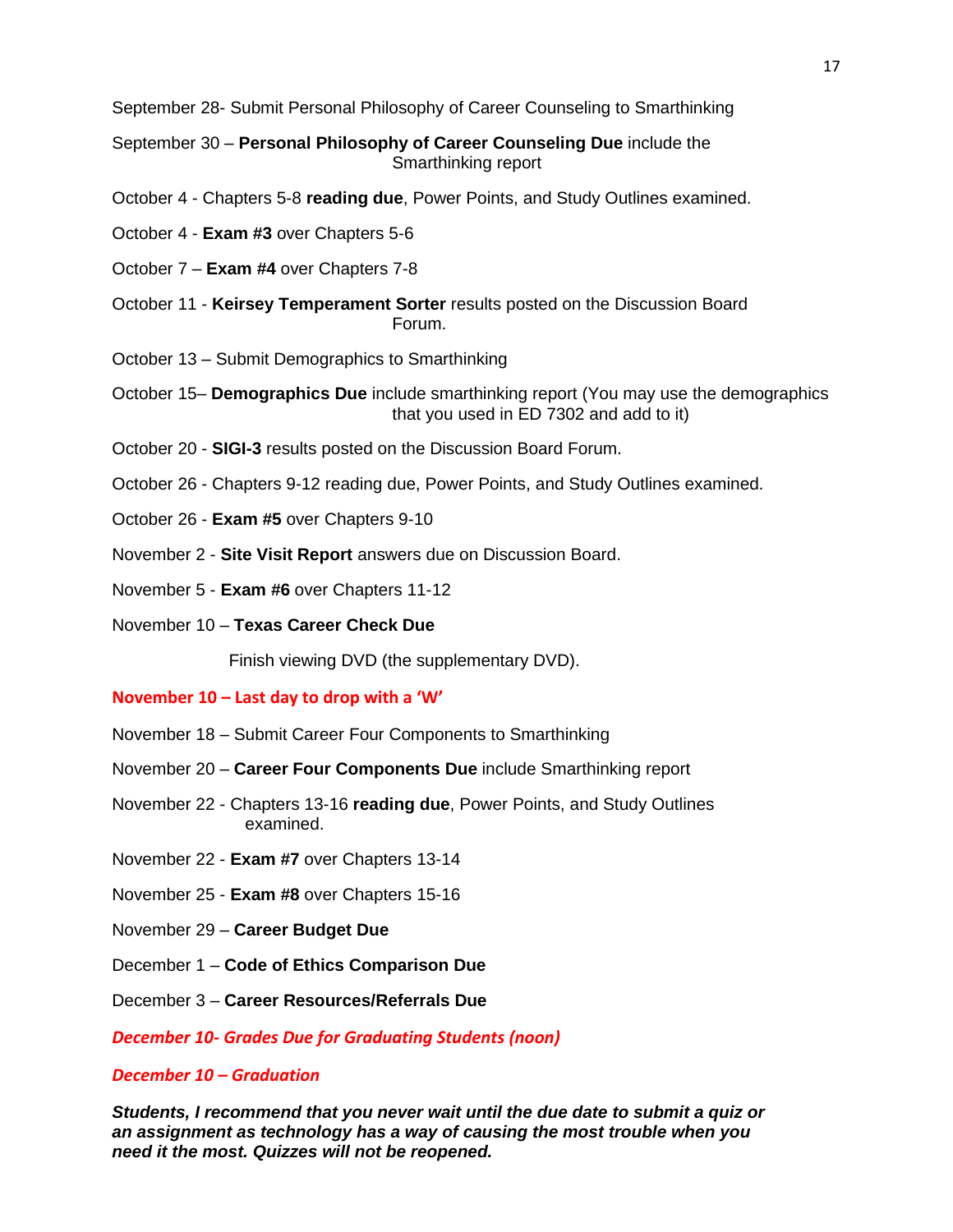September 28- Submit Personal Philosophy of Career Counseling to Smarthinking

September 30 – **Personal Philosophy of Career Counseling Due** include the Smarthinking report

October 4 - Chapters 5-8 **reading due**, Power Points, and Study Outlines examined.

October 4 - **Exam #3** over Chapters 5-6

October 7 – **Exam #4** over Chapters 7-8

October 11 - **Keirsey Temperament Sorter** results posted on the Discussion Board Forum.

October 13 – Submit Demographics to Smarthinking

October 15– **Demographics Due** include smarthinking report (You may use the demographics that you used in ED 7302 and add to it)

October 20 - **SIGI-3** results posted on the Discussion Board Forum.

October 26 - Chapters 9-12 reading due, Power Points, and Study Outlines examined.

October 26 - **Exam #5** over Chapters 9-10

November 2 - **Site Visit Report** answers due on Discussion Board.

November 5 - **Exam #6** over Chapters 11-12

November 10 – **Texas Career Check Due**

Finish viewing DVD (the supplementary DVD).

**November 10 – Last day to drop with a 'W'**

November 18 – Submit Career Four Components to Smarthinking

November 20 – **Career Four Components Due** include Smarthinking report

November 22 - Chapters 13-16 **reading due**, Power Points, and Study Outlines examined.

November 22 - **Exam #7** over Chapters 13-14

November 25 - **Exam #8** over Chapters 15-16

November 29 – **Career Budget Due**

December 1 – **Code of Ethics Comparison Due**

December 3 – **Career Resources/Referrals Due**

***December 10- Grades Due for Graduating Students (noon)***

***December 10 – Graduation***

***Students, I recommend that you never wait until the due date to submit a quiz or an assignment as technology has a way of causing the most trouble when you need it the most. Quizzes will not be reopened.***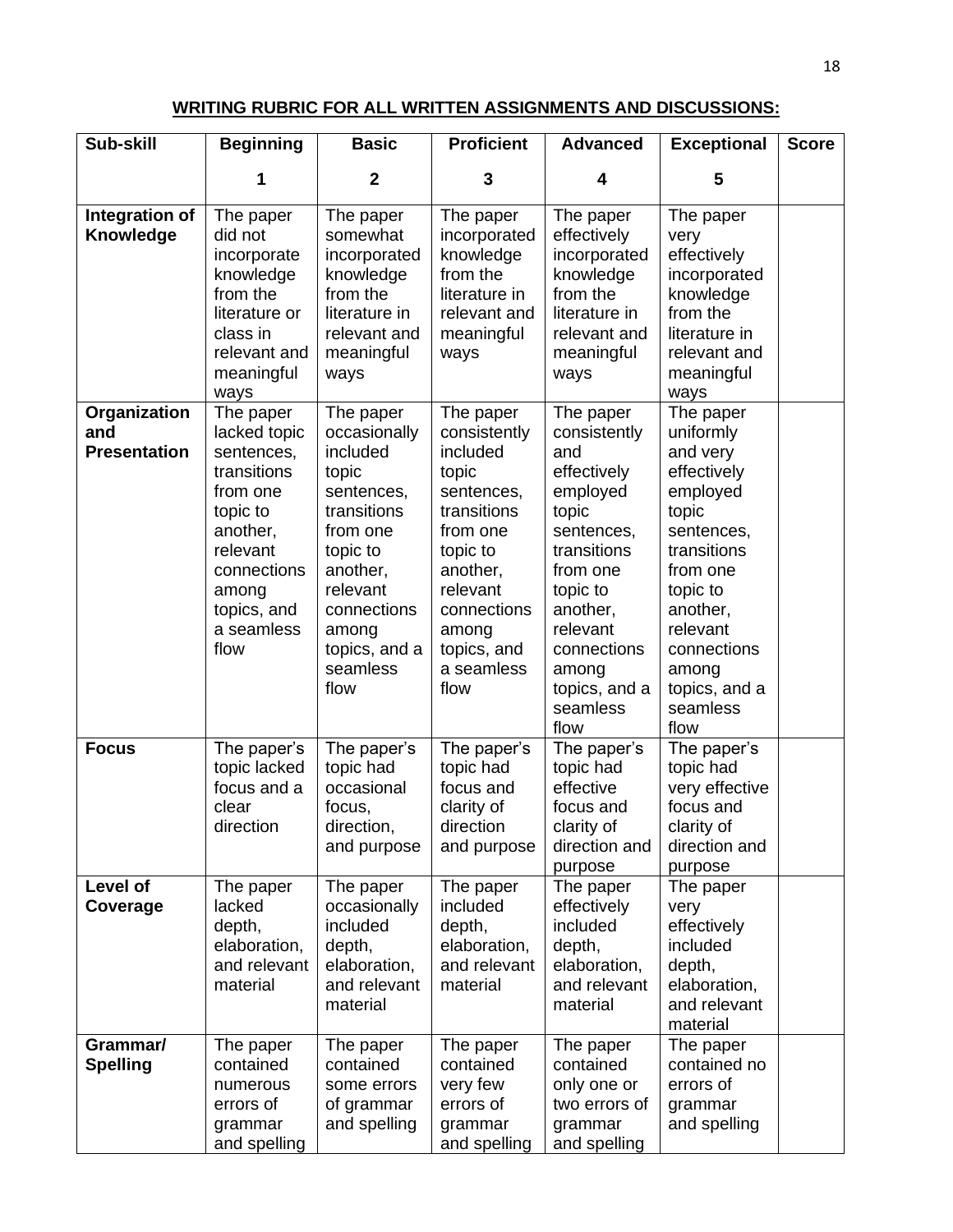**WRITING RUBRIC FOR ALL WRITTEN ASSIGNMENTS AND DISCUSSIONS:**

| Sub-skill | Beginning<br>1 | Basic<br>2 | Proficient<br>3 | Advanced<br>4 | Exceptional<br>5 | Score |
|---|---|---|---|---|---|---|
| **Integration of Knowledge** | The paper did not incorporate knowledge from the literature or class in relevant and meaningful ways | The paper somewhat incorporated knowledge from the literature in relevant and meaningful ways | The paper incorporated knowledge from the literature in relevant and meaningful ways | The paper effectively incorporated knowledge from the literature in relevant and meaningful ways | The paper very effectively incorporated knowledge from the literature in relevant and meaningful ways | |
| **Organization and Presentation** | The paper lacked topic sentences, transitions from one topic to another, relevant connections among topics, and a seamless flow | The paper occasionally included topic sentences, transitions from one topic to another, relevant connections among topics, and a seamless flow | The paper consistently included topic sentences, transitions from one topic to another, relevant connections among topics, and a seamless flow | The paper consistently and effectively employed topic sentences, transitions from one topic to another, relevant connections among topics, and a seamless flow | The paper uniformly and very effectively employed topic sentences, transitions from one topic to another, relevant connections among topics, and a seamless flow | |
| **Focus** | The paper's topic lacked focus and a clear direction | The paper's topic had occasional focus, direction, and purpose | The paper's topic had focus and clarity of direction and purpose | The paper's topic had effective focus and clarity of direction and purpose | The paper's topic had very effective focus and clarity of direction and purpose | |
| **Level of Coverage** | The paper lacked depth, elaboration, and relevant material | The paper occasionally included depth, elaboration, and relevant material | The paper included depth, elaboration, and relevant material | The paper effectively included depth, elaboration, and relevant material | The paper very effectively included depth, elaboration, and relevant material | |
| **Grammar/ Spelling** | The paper contained numerous errors of grammar and spelling | The paper contained some errors of grammar and spelling | The paper contained very few errors of grammar and spelling | The paper contained only one or two errors of grammar and spelling | The paper contained no errors of grammar and spelling | |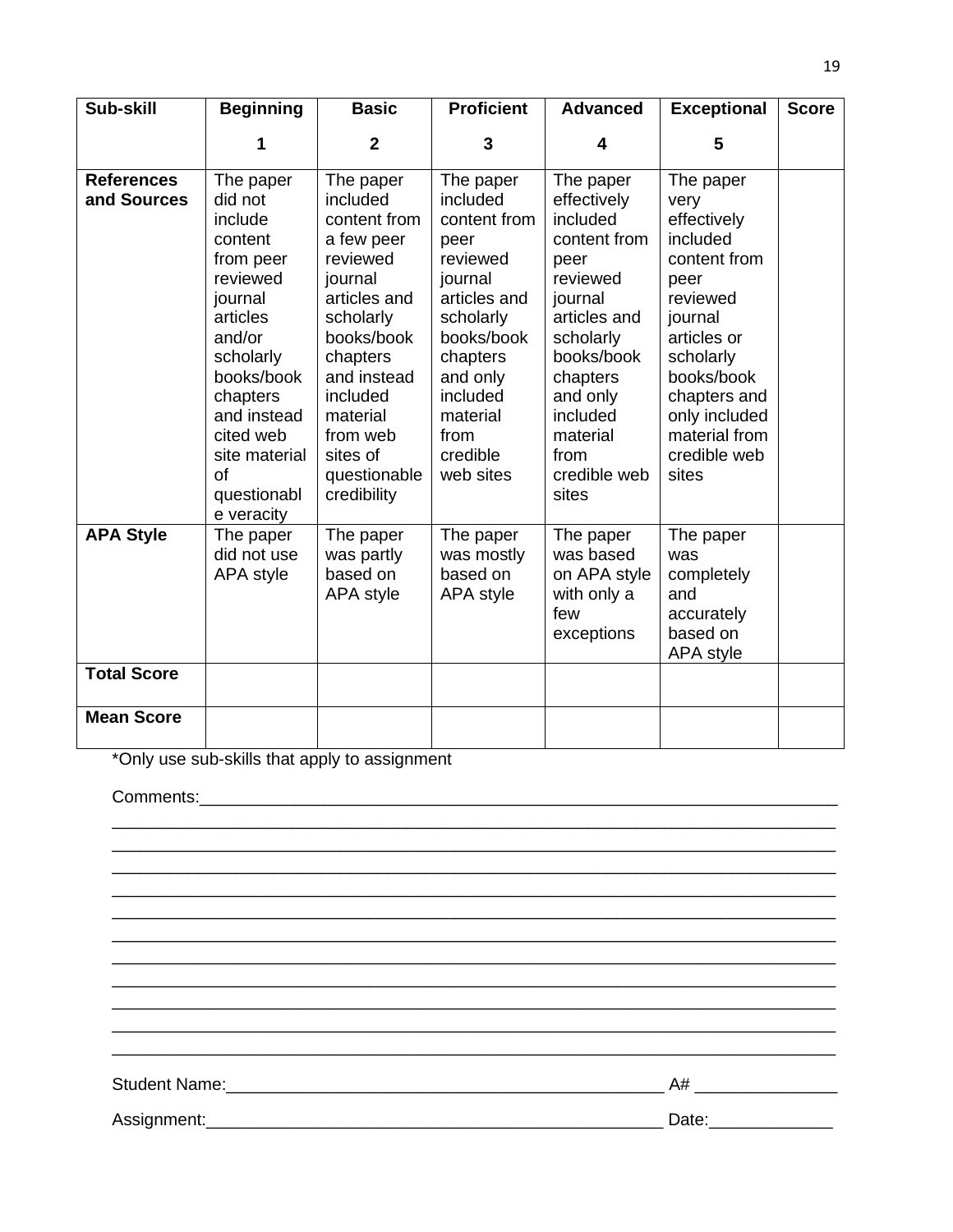| **Sub-skill** | **Beginning**<br><br>**1** | **Basic**<br><br>**2** | **Proficient**<br><br>**3** | **Advanced**<br><br>**4** | **Exceptional**<br><br>**5** | **Score** |
|---|---|---|---|---|---|---|
| **References and Sources** | The paper did not include content from peer reviewed journal articles and/or scholarly books/book chapters and instead cited web site material of questionable veracity | The paper included content from a few peer reviewed journal articles and scholarly books/book chapters and instead included material from web sites of questionable credibility | The paper included content from peer reviewed journal articles and scholarly books/book chapters and only included material from credible web sites | The paper effectively included content from peer reviewed journal articles and scholarly books/book chapters and only included material from credible web sites | The paper very effectively included content from peer reviewed journal articles or scholarly books/book chapters and only included material from credible web sites | |
| **APA Style** | The paper did not use APA style | The paper was partly based on APA style | The paper was mostly based on APA style | The paper was based on APA style with only a few exceptions | The paper was completely and accurately based on APA style | |
| **Total Score** | | | | | | |
| **Mean Score** | | | | | | |

*Only use sub-skills that apply to assignment

Comments:______________________________________________________________________
______________________________________________________________________________
______________________________________________________________________________
______________________________________________________________________________
______________________________________________________________________________
______________________________________________________________________________
______________________________________________________________________________
______________________________________________________________________________
______________________________________________________________________________
______________________________________________________________________________
______________________________________________________________________________
______________________________________________________________________________

Student Name:_______________________________________________ A# _______________

Assignment:__________________________________________________ Date:_____________